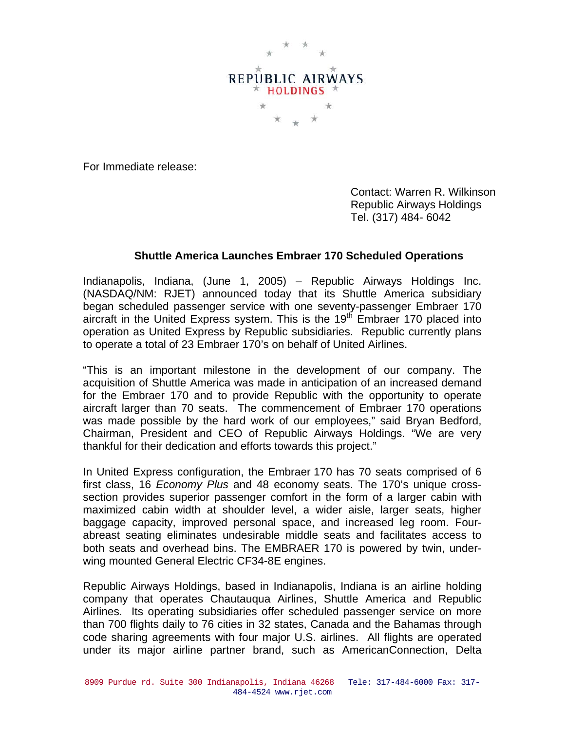REPUBLIC AIRWAYS HOLDINGS

For Immediate release:

Contact: Warren R. Wilkinson
Republic Airways Holdings
Tel. (317) 484- 6042

## Shuttle America Launches Embraer 170 Scheduled Operations

Indianapolis, Indiana, (June 1, 2005) – Republic Airways Holdings Inc. (NASDAQ/NM: RJET) announced today that its Shuttle America subsidiary began scheduled passenger service with one seventy-passenger Embraer 170 aircraft in the United Express system. This is the 19th Embraer 170 placed into operation as United Express by Republic subsidiaries. Republic currently plans to operate a total of 23 Embraer 170's on behalf of United Airlines.

"This is an important milestone in the development of our company. The acquisition of Shuttle America was made in anticipation of an increased demand for the Embraer 170 and to provide Republic with the opportunity to operate aircraft larger than 70 seats. The commencement of Embraer 170 operations was made possible by the hard work of our employees," said Bryan Bedford, Chairman, President and CEO of Republic Airways Holdings. "We are very thankful for their dedication and efforts towards this project."

In United Express configuration, the Embraer 170 has 70 seats comprised of 6 first class, 16 *Economy Plus* and 48 economy seats. The 170's unique cross-section provides superior passenger comfort in the form of a larger cabin with maximized cabin width at shoulder level, a wider aisle, larger seats, higher baggage capacity, improved personal space, and increased leg room. Four-abreast seating eliminates undesirable middle seats and facilitates access to both seats and overhead bins. The EMBRAER 170 is powered by twin, under-wing mounted General Electric CF34-8E engines.

Republic Airways Holdings, based in Indianapolis, Indiana is an airline holding company that operates Chautauqua Airlines, Shuttle America and Republic Airlines. Its operating subsidiaries offer scheduled passenger service on more than 700 flights daily to 76 cities in 32 states, Canada and the Bahamas through code sharing agreements with four major U.S. airlines. All flights are operated under its major airline partner brand, such as AmericanConnection, Delta

8909 Purdue rd. Suite 300 Indianapolis, Indiana 46268 Tele: 317-484-6000 Fax: 317-484-4524 www.rjet.com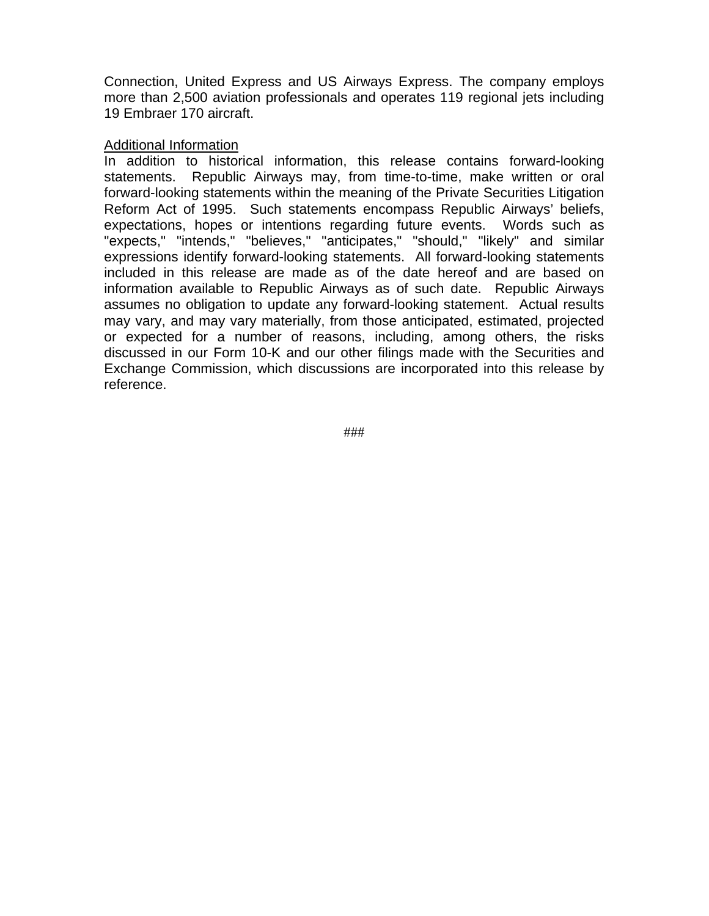Connection, United Express and US Airways Express. The company employs more than 2,500 aviation professionals and operates 119 regional jets including 19 Embraer 170 aircraft.

<u>Additional Information</u>

In addition to historical information, this release contains forward-looking statements. Republic Airways may, from time-to-time, make written or oral forward-looking statements within the meaning of the Private Securities Litigation Reform Act of 1995. Such statements encompass Republic Airways' beliefs, expectations, hopes or intentions regarding future events. Words such as "expects," "intends," "believes," "anticipates," "should," "likely" and similar expressions identify forward-looking statements. All forward-looking statements included in this release are made as of the date hereof and are based on information available to Republic Airways as of such date. Republic Airways assumes no obligation to update any forward-looking statement. Actual results may vary, and may vary materially, from those anticipated, estimated, projected or expected for a number of reasons, including, among others, the risks discussed in our Form 10-K and our other filings made with the Securities and Exchange Commission, which discussions are incorporated into this release by reference.

###